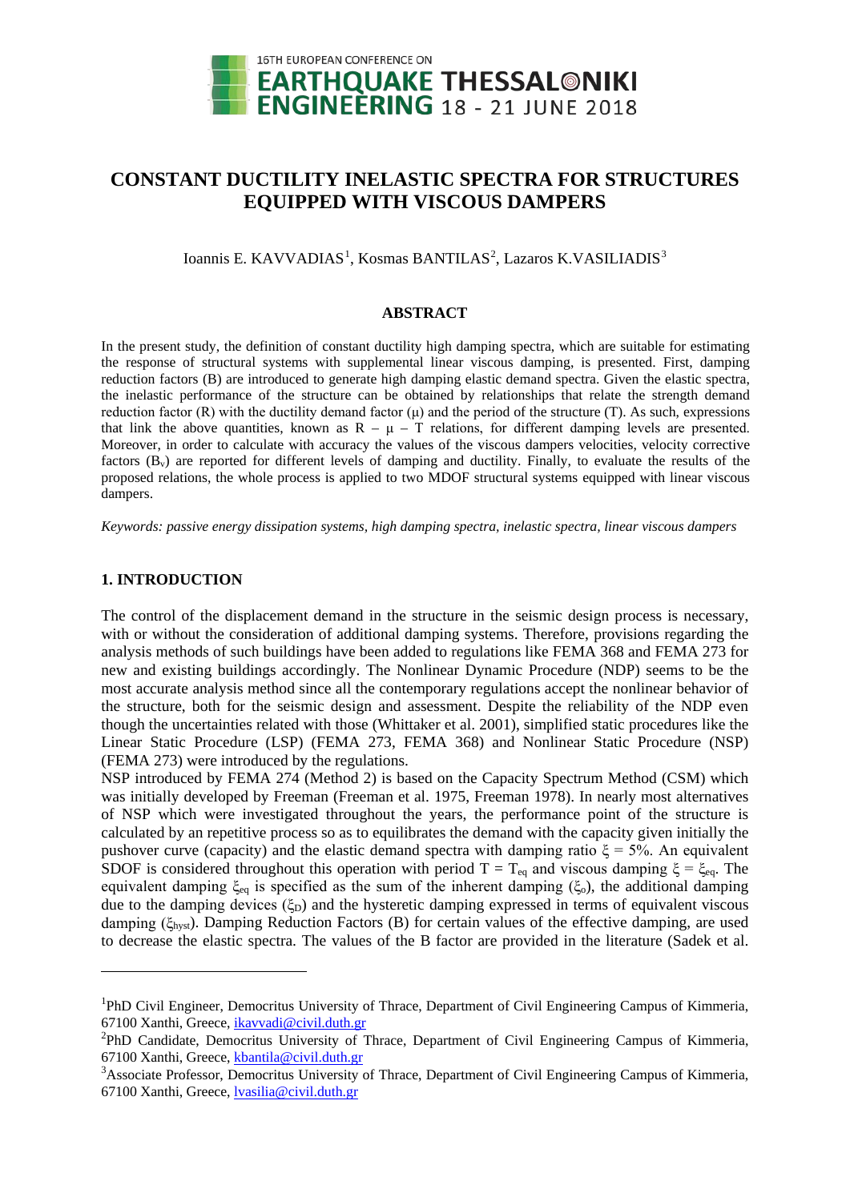# CONSTANT DUCTILITY INELASTIC SPECTRA FOR STRUCTURES EQUIPPED WITH VISCOUS DAMPERS

Ioannis E. KAVVADIAS[1], Kosmas BANTILAS[2], Lazaros K.VASILIADIS[3]

## ABSTRACT

In the present study, the definition of constant ductility high damping spectra, which are suitable for estimating the response of structural systems with supplemental linear viscous damping, is presented. First, damping reduction factors (B) are introduced to generate high damping elastic demand spectra. Given the elastic spectra, the inelastic performance of the structure can be obtained by relationships that relate the strength demand reduction factor (R) with the ductility demand factor ($\mu$) and the period of the structure (T). As such, expressions that link the above quantities, known as R – $\mu$ – T relations, for different damping levels are presented. Moreover, in order to calculate with accuracy the values of the viscous dampers velocities, velocity corrective factors ($B_v$) are reported for different levels of damping and ductility. Finally, to evaluate the results of the proposed relations, the whole process is applied to two MDOF structural systems equipped with linear viscous dampers.

*Keywords: passive energy dissipation systems, high damping spectra, inelastic spectra, linear viscous dampers*

## 1. INTRODUCTION

The control of the displacement demand in the structure in the seismic design process is necessary, with or without the consideration of additional damping systems. Therefore, provisions regarding the analysis methods of such buildings have been added to regulations like FEMA 368 and FEMA 273 for new and existing buildings accordingly. The Nonlinear Dynamic Procedure (NDP) seems to be the most accurate analysis method since all the contemporary regulations accept the nonlinear behavior of the structure, both for the seismic design and assessment. Despite the reliability of the NDP even though the uncertainties related with those (Whittaker et al. 2001), simplified static procedures like the Linear Static Procedure (LSP) (FEMA 273, FEMA 368) and Nonlinear Static Procedure (NSP) (FEMA 273) were introduced by the regulations.

NSP introduced by FEMA 274 (Method 2) is based on the Capacity Spectrum Method (CSM) which was initially developed by Freeman (Freeman et al. 1975, Freeman 1978). In nearly most alternatives of NSP which were investigated throughout the years, the performance point of the structure is calculated by an repetitive process so as to equilibrates the demand with the capacity given initially the pushover curve (capacity) and the elastic demand spectra with damping ratio $\xi$ = 5%. An equivalent SDOF is considered throughout this operation with period $T = T_{eq}$ and viscous damping $\xi = \xi_{eq}$. The equivalent damping $\xi_{eq}$ is specified as the sum of the inherent damping ($\xi_o$), the additional damping due to the damping devices ($\xi_D$) and the hysteretic damping expressed in terms of equivalent viscous damping ($\xi_{hyst}$). Damping Reduction Factors (B) for certain values of the effective damping, are used to decrease the elastic spectra. The values of the B factor are provided in the literature (Sadek et al.

[1]PhD Civil Engineer, Democritus University of Thrace, Department of Civil Engineering Campus of Kimmeria, 67100 Xanthi, Greece, ikavvadi@civil.duth.gr

[2]PhD Candidate, Democritus University of Thrace, Department of Civil Engineering Campus of Kimmeria, 67100 Xanthi, Greece, kbantila@civil.duth.gr

[3]Associate Professor, Democritus University of Thrace, Department of Civil Engineering Campus of Kimmeria, 67100 Xanthi, Greece, lvasilia@civil.duth.gr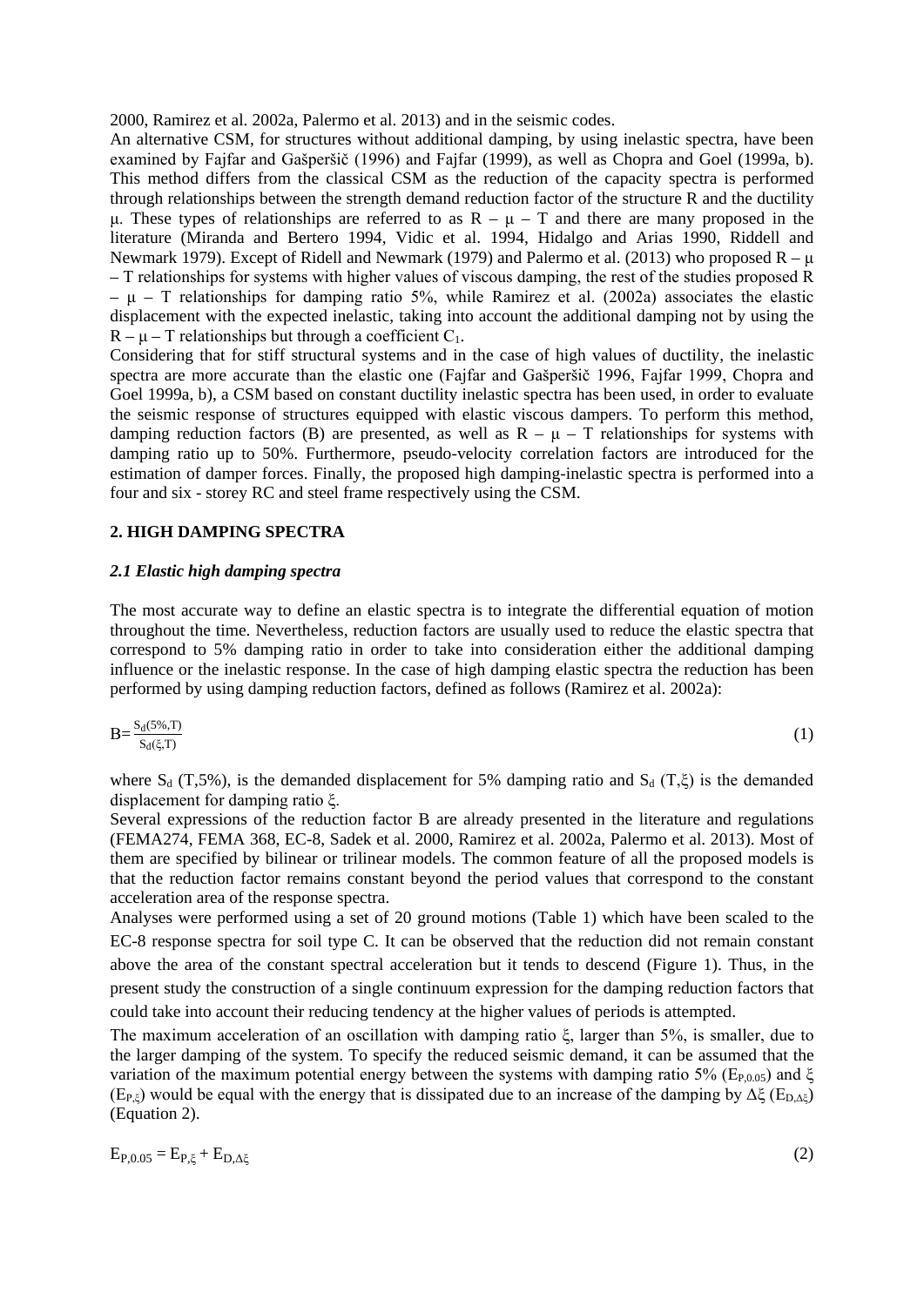2000, Ramirez et al. 2002a, Palermo et al. 2013) and in the seismic codes.

An alternative CSM, for structures without additional damping, by using inelastic spectra, have been examined by Fajfar and Gašperšič (1996) and Fajfar (1999), as well as Chopra and Goel (1999a, b). This method differs from the classical CSM as the reduction of the capacity spectra is performed through relationships between the strength demand reduction factor of the structure R and the ductility μ. These types of relationships are referred to as R – μ – T and there are many proposed in the literature (Miranda and Bertero 1994, Vidic et al. 1994, Hidalgo and Arias 1990, Riddell and Newmark 1979). Except of Ridell and Newmark (1979) and Palermo et al. (2013) who proposed R – μ – T relationships for systems with higher values of viscous damping, the rest of the studies proposed R – μ – T relationships for damping ratio 5%, while Ramirez et al. (2002a) associates the elastic displacement with the expected inelastic, taking into account the additional damping not by using the R – μ – T relationships but through a coefficient $C_1$.

Considering that for stiff structural systems and in the case of high values of ductility, the inelastic spectra are more accurate than the elastic one (Fajfar and Gašperšič 1996, Fajfar 1999, Chopra and Goel 1999a, b), a CSM based on constant ductility inelastic spectra has been used, in order to evaluate the seismic response of structures equipped with elastic viscous dampers. To perform this method, damping reduction factors (B) are presented, as well as R – μ – T relationships for systems with damping ratio up to 50%. Furthermore, pseudo-velocity correlation factors are introduced for the estimation of damper forces. Finally, the proposed high damping-inelastic spectra is performed into a four and six - storey RC and steel frame respectively using the CSM.

## 2. HIGH DAMPING SPECTRA

### *2.1 Elastic high damping spectra*

The most accurate way to define an elastic spectra is to integrate the differential equation of motion throughout the time. Nevertheless, reduction factors are usually used to reduce the elastic spectra that correspond to 5% damping ratio in order to take into consideration either the additional damping influence or the inelastic response. In the case of high damping elastic spectra the reduction has been performed by using damping reduction factors, defined as follows (Ramirez et al. 2002a):

$$B=\frac{S_d(5\%,T)}{S_d(\xi,T)} \tag{1}$$

where $S_d$ (T,5%), is the demanded displacement for 5% damping ratio and $S_d$ (T,ξ) is the demanded displacement for damping ratio ξ.

Several expressions of the reduction factor B are already presented in the literature and regulations (FEMA274, FEMA 368, EC-8, Sadek et al. 2000, Ramirez et al. 2002a, Palermo et al. 2013). Most of them are specified by bilinear or trilinear models. The common feature of all the proposed models is that the reduction factor remains constant beyond the period values that correspond to the constant acceleration area of the response spectra.

Analyses were performed using a set of 20 ground motions (Table 1) which have been scaled to the EC-8 response spectra for soil type C. It can be observed that the reduction did not remain constant above the area of the constant spectral acceleration but it tends to descend (Figure 1). Thus, in the present study the construction of a single continuum expression for the damping reduction factors that could take into account their reducing tendency at the higher values of periods is attempted.

The maximum acceleration of an oscillation with damping ratio ξ, larger than 5%, is smaller, due to the larger damping of the system. To specify the reduced seismic demand, it can be assumed that the variation of the maximum potential energy between the systems with damping ratio 5% ($E_{P,0.05}$) and ξ ($E_{P,\xi}$) would be equal with the energy that is dissipated due to an increase of the damping by Δξ ($E_{D,\Delta\xi}$) (Equation 2).

$$E_{P,0.05} = E_{P,\xi} + E_{D,\Delta\xi} \tag{2}$$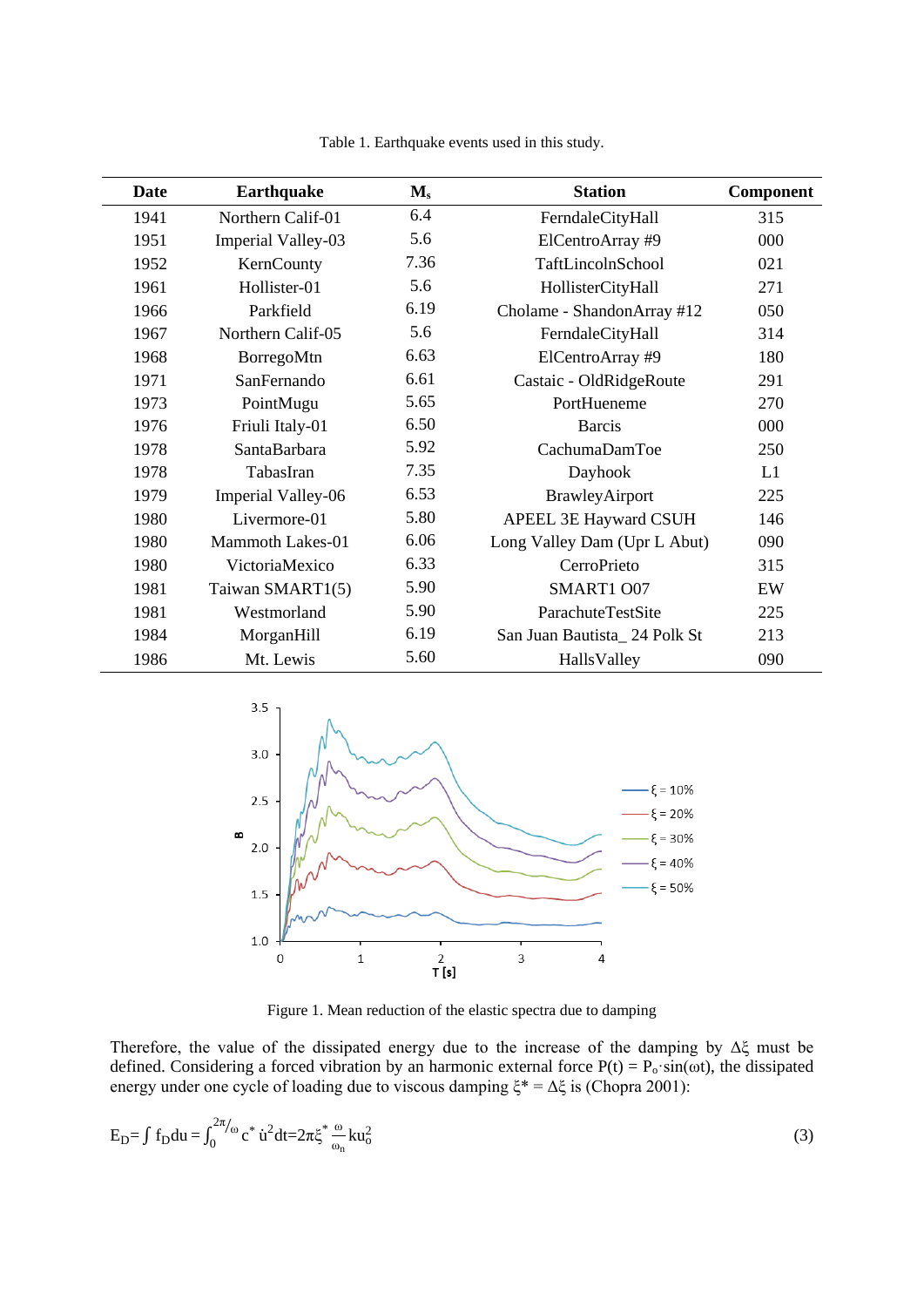Table 1. Earthquake events used in this study.

| Date | Earthquake | $M_s$ | Station | Component |
|---|---|---|---|---|
| 1941 | Northern Calif-01 | 6.4 | FerndaleCityHall | 315 |
| 1951 | Imperial Valley-03 | 5.6 | ElCentroArray #9 | 000 |
| 1952 | KernCounty | 7.36 | TaftLincolnSchool | 021 |
| 1961 | Hollister-01 | 5.6 | HollisterCityHall | 271 |
| 1966 | Parkfield | 6.19 | Cholame - ShandonArray #12 | 050 |
| 1967 | Northern Calif-05 | 5.6 | FerndaleCityHall | 314 |
| 1968 | BorregoMtn | 6.63 | ElCentroArray #9 | 180 |
| 1971 | SanFernando | 6.61 | Castaic - OldRidgeRoute | 291 |
| 1973 | PointMugu | 5.65 | PortHueneme | 270 |
| 1976 | Friuli Italy-01 | 6.50 | Barcis | 000 |
| 1978 | SantaBarbara | 5.92 | CachumaDamToe | 250 |
| 1978 | TabasIran | 7.35 | Dayhook | L1 |
| 1979 | Imperial Valley-06 | 6.53 | BrawleyAirport | 225 |
| 1980 | Livermore-01 | 5.80 | APEEL 3E Hayward CSUH | 146 |
| 1980 | Mammoth Lakes-01 | 6.06 | Long Valley Dam (Upr L Abut) | 090 |
| 1980 | VictoriaMexico | 6.33 | CerroPrieto | 315 |
| 1981 | Taiwan SMART1(5) | 5.90 | SMART1 O07 | EW |
| 1981 | Westmorland | 5.90 | ParachuteTestSite | 225 |
| 1984 | MorganHill | 6.19 | San Juan Bautista_ 24 Polk St | 213 |
| 1986 | Mt. Lewis | 5.60 | HallsValley | 090 |

Figure 1. Mean reduction of the elastic spectra due to damping

Therefore, the value of the dissipated energy due to the increase of the damping by $\Delta\xi$ must be defined. Considering a forced vibration by an harmonic external force $P(t) = P_o \cdot \sin(\omega t)$, the dissipated energy under one cycle of loading due to viscous damping $\xi^* = \Delta\xi$ is (Chopra 2001):

$$E_D = \int f_D du = \int_0^{2\pi/\omega} c^* \dot{u}^2 dt = 2\pi\xi^* \frac{\omega}{\omega_n} k u_0^2 \tag{3}$$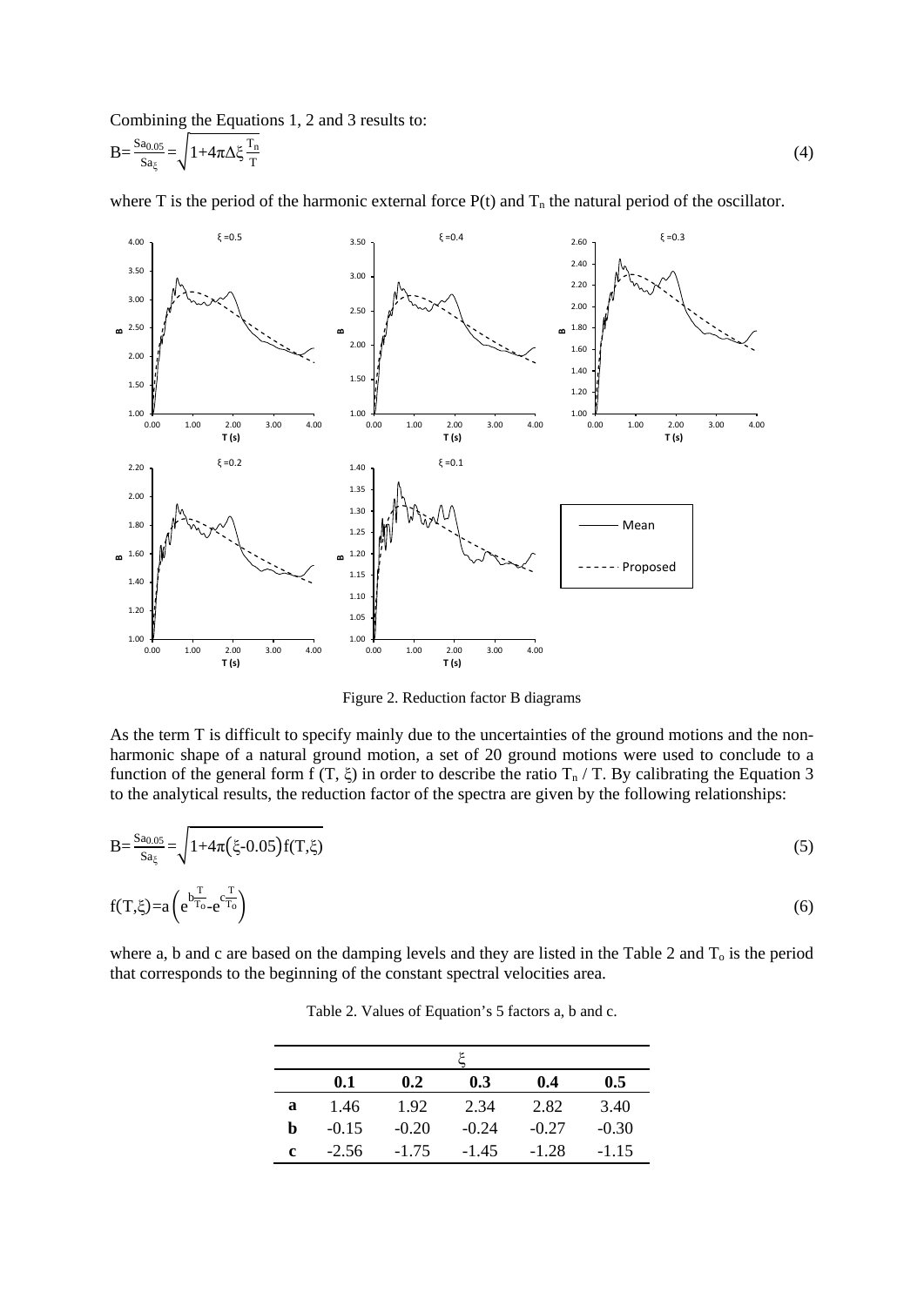Combining the Equations 1, 2 and 3 results to:

$$B=\frac{Sa_{0.05}}{Sa_{\xi}}=\sqrt{1+4\pi\Delta\xi\frac{T_n}{T}} \tag{4}$$

where T is the period of the harmonic external force P(t) and $T_n$ the natural period of the oscillator.

Figure 2. Reduction factor B diagrams

As the term T is difficult to specify mainly due to the uncertainties of the ground motions and the non-harmonic shape of a natural ground motion, a set of 20 ground motions were used to conclude to a function of the general form f (T, ξ) in order to describe the ratio $T_n$ / T. By calibrating the Equation 3 to the analytical results, the reduction factor of the spectra are given by the following relationships:

$$B=\frac{Sa_{0.05}}{Sa_{\xi}}=\sqrt{1+4\pi(\xi-0.05)f(T,\xi)} \tag{5}$$

$$f(T,\xi)=a\left(e^{b\frac{T}{T_o}}-e^{c\frac{T}{T_o}}\right) \tag{6}$$

where a, b and c are based on the damping levels and they are listed in the Table 2 and $T_o$ is the period that corresponds to the beginning of the constant spectral velocities area.

Table 2. Values of Equation's 5 factors a, b and c.

| | ξ | | | | |
|---|---|---|---|---|---|
| | **0.1** | **0.2** | **0.3** | **0.4** | **0.5** |
| **a** | 1.46 | 1.92 | 2.34 | 2.82 | 3.40 |
| **b** | -0.15 | -0.20 | -0.24 | -0.27 | -0.30 |
| **c** | -2.56 | -1.75 | -1.45 | -1.28 | -1.15 |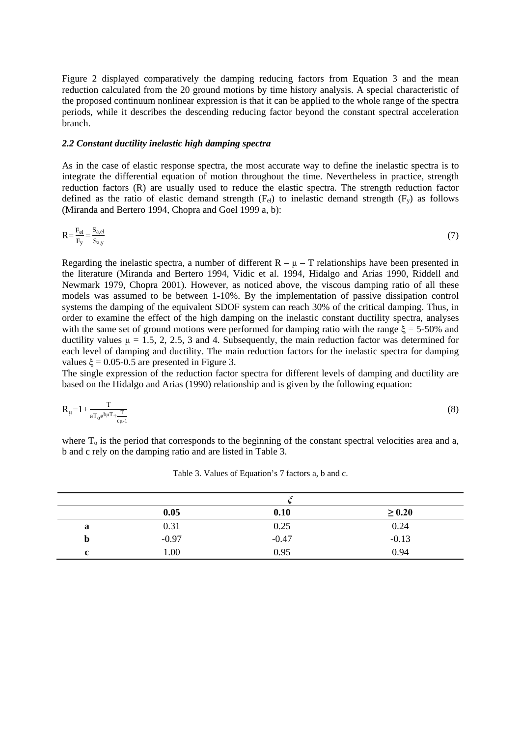Figure 2 displayed comparatively the damping reducing factors from Equation 3 and the mean reduction calculated from the 20 ground motions by time history analysis. A special characteristic of the proposed continuum nonlinear expression is that it can be applied to the whole range of the spectra periods, while it describes the descending reducing factor beyond the constant spectral acceleration branch.

### *2.2 Constant ductility inelastic high damping spectra*

As in the case of elastic response spectra, the most accurate way to define the inelastic spectra is to integrate the differential equation of motion throughout the time. Nevertheless in practice, strength reduction factors (R) are usually used to reduce the elastic spectra. The strength reduction factor defined as the ratio of elastic demand strength ($F_{el}$) to inelastic demand strength ($F_y$) as follows (Miranda and Bertero 1994, Chopra and Goel 1999 a, b):

$$R=\frac{F_{el}}{F_y}=\frac{S_{a,el}}{S_{a,y}} \tag{7}$$

Regarding the inelastic spectra, a number of different $R - \mu - T$ relationships have been presented in the literature (Miranda and Bertero 1994, Vidic et al. 1994, Hidalgo and Arias 1990, Riddell and Newmark 1979, Chopra 2001). However, as noticed above, the viscous damping ratio of all these models was assumed to be between 1-10%. By the implementation of passive dissipation control systems the damping of the equivalent SDOF system can reach 30% of the critical damping. Thus, in order to examine the effect of the high damping on the inelastic constant ductility spectra, analyses with the same set of ground motions were performed for damping ratio with the range $\xi$ = 5-50% and ductility values $\mu$ = 1.5, 2, 2.5, 3 and 4. Subsequently, the main reduction factor was determined for each level of damping and ductility. The main reduction factors for the inelastic spectra for damping values $\xi$ = 0.05-0.5 are presented in Figure 3.

The single expression of the reduction factor spectra for different levels of damping and ductility are based on the Hidalgo and Arias (1990) relationship and is given by the following equation:

$$R_{\mu}=1+\frac{T}{aT_o e^{b\mu T}+\frac{T}{c\mu-1}} \tag{8}$$

where $T_o$ is the period that corresponds to the beginning of the constant spectral velocities area and a, b and c rely on the damping ratio and are listed in Table 3.

Table 3. Values of Equation's 7 factors a, b and c.

| | $\xi$ | | |
|---|---|---|---|
| | **0.05** | **0.10** | **≥ 0.20** |
| **a** | 0.31 | 0.25 | 0.24 |
| **b** | -0.97 | -0.47 | -0.13 |
| **c** | 1.00 | 0.95 | 0.94 |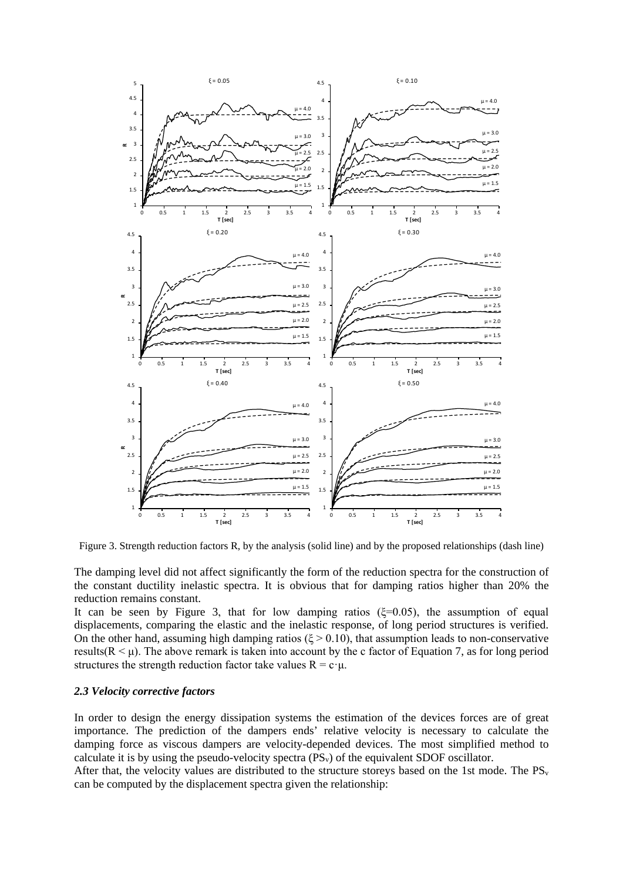Figure 3. Strength reduction factors R, by the analysis (solid line) and by the proposed relationships (dash line)

The damping level did not affect significantly the form of the reduction spectra for the construction of the constant ductility inelastic spectra. It is obvious that for damping ratios higher than 20% the reduction remains constant.

It can be seen by Figure 3, that for low damping ratios ($\xi$=0.05), the assumption of equal displacements, comparing the elastic and the inelastic response, of long period structures is verified. On the other hand, assuming high damping ratios ($\xi > 0.10$), that assumption leads to non-conservative results($R < \mu$). The above remark is taken into account by the c factor of Equation 7, as for long period structures the strength reduction factor take values $R = c \cdot \mu$.

### *2.3 Velocity corrective factors*

In order to design the energy dissipation systems the estimation of the devices forces are of great importance. The prediction of the dampers ends' relative velocity is necessary to calculate the damping force as viscous dampers are velocity-depended devices. The most simplified method to calculate it is by using the pseudo-velocity spectra ($PS_v$) of the equivalent SDOF oscillator.

After that, the velocity values are distributed to the structure storeys based on the 1st mode. The $PS_v$ can be computed by the displacement spectra given the relationship: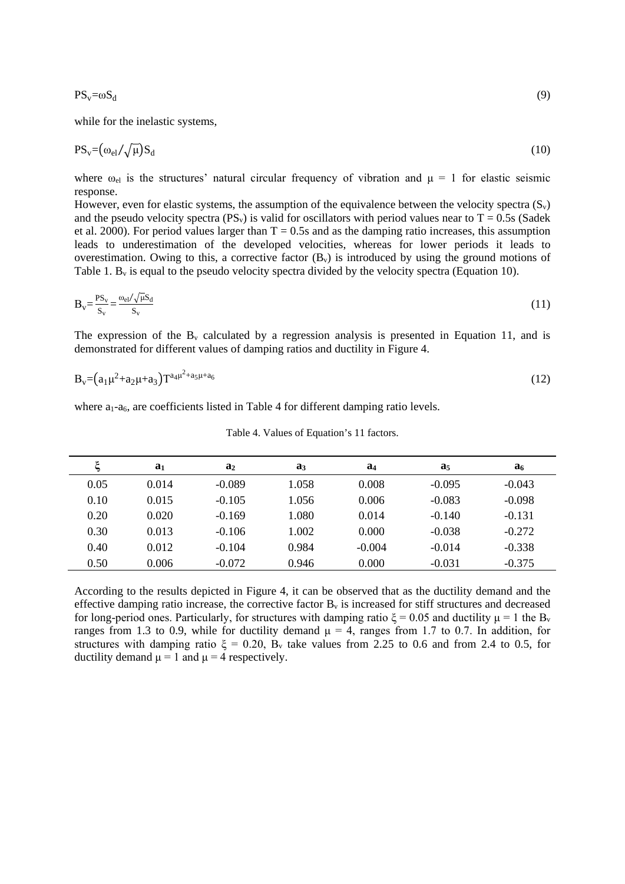$$PS_v=\omega S_d \tag{9}$$

while for the inelastic systems,

$$PS_v=\left(\omega_{el}/\sqrt{\mu}\right)S_d \tag{10}$$

where $\omega_{el}$ is the structures' natural circular frequency of vibration and $\mu = 1$ for elastic seismic response.

However, even for elastic systems, the assumption of the equivalence between the velocity spectra ($S_v$) and the pseudo velocity spectra ($PS_v$) is valid for oscillators with period values near to T = 0.5s (Sadek et al. 2000). For period values larger than T = 0.5s and as the damping ratio increases, this assumption leads to underestimation of the developed velocities, whereas for lower periods it leads to overestimation. Owing to this, a corrective factor ($B_v$) is introduced by using the ground motions of Table 1. $B_v$ is equal to the pseudo velocity spectra divided by the velocity spectra (Equation 10).

$$B_v=\frac{PS_v}{S_v}=\frac{\omega_{el}/\sqrt{\mu}S_d}{S_v} \tag{11}$$

The expression of the $B_v$ calculated by a regression analysis is presented in Equation 11, and is demonstrated for different values of damping ratios and ductility in Figure 4.

$$B_v=\left(a_1\mu^2+a_2\mu+a_3\right)T^{a_4\mu^2+a_5\mu+a_6} \tag{12}$$

where $a_1$-$a_6$, are coefficients listed in Table 4 for different damping ratio levels.

Table 4. Values of Equation's 11 factors.

| ξ | $a_1$ | $a_2$ | $a_3$ | $a_4$ | $a_5$ | $a_6$ |
|---|---|---|---|---|---|---|
| 0.05 | 0.014 | -0.089 | 1.058 | 0.008 | -0.095 | -0.043 |
| 0.10 | 0.015 | -0.105 | 1.056 | 0.006 | -0.083 | -0.098 |
| 0.20 | 0.020 | -0.169 | 1.080 | 0.014 | -0.140 | -0.131 |
| 0.30 | 0.013 | -0.106 | 1.002 | 0.000 | -0.038 | -0.272 |
| 0.40 | 0.012 | -0.104 | 0.984 | -0.004 | -0.014 | -0.338 |
| 0.50 | 0.006 | -0.072 | 0.946 | 0.000 | -0.031 | -0.375 |

According to the results depicted in Figure 4, it can be observed that as the ductility demand and the effective damping ratio increase, the corrective factor $B_v$ is increased for stiff structures and decreased for long-period ones. Particularly, for structures with damping ratio $\xi = 0.05$ and ductility $\mu = 1$ the $B_v$ ranges from 1.3 to 0.9, while for ductility demand $\mu = 4$, ranges from 1.7 to 0.7. In addition, for structures with damping ratio $\xi = 0.20$, $B_v$ take values from 2.25 to 0.6 and from 2.4 to 0.5, for ductility demand $\mu = 1$ and $\mu = 4$ respectively.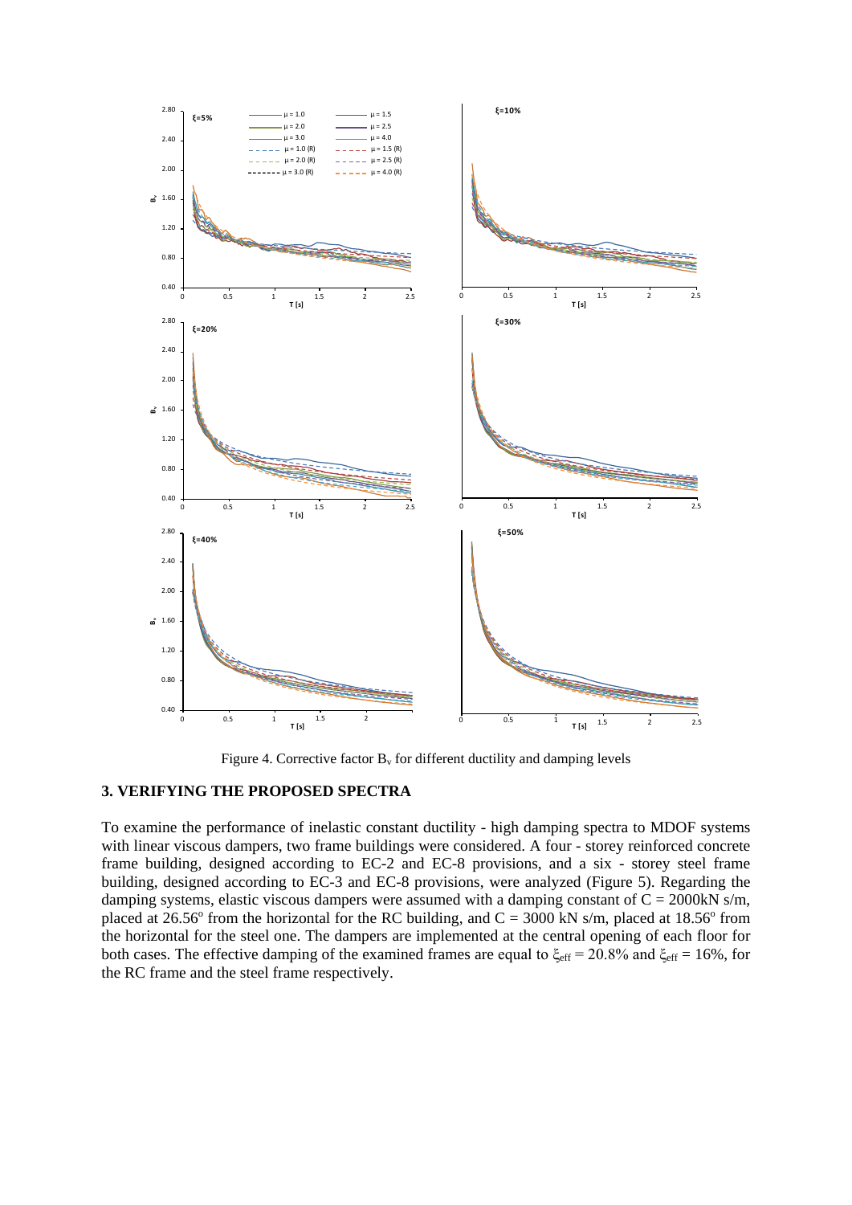Figure 4. Corrective factor $B_v$ for different ductility and damping levels

## 3. VERIFYING THE PROPOSED SPECTRA

To examine the performance of inelastic constant ductility - high damping spectra to MDOF systems with linear viscous dampers, two frame buildings were considered. A four - storey reinforced concrete frame building, designed according to EC-2 and EC-8 provisions, and a six - storey steel frame building, designed according to EC-3 and EC-8 provisions, were analyzed (Figure 5). Regarding the damping systems, elastic viscous dampers were assumed with a damping constant of C = 2000kN s/m, placed at 26.56° from the horizontal for the RC building, and C = 3000 kN s/m, placed at 18.56° from the horizontal for the steel one. The dampers are implemented at the central opening of each floor for both cases. The effective damping of the examined frames are equal to $\xi_{eff}$ = 20.8% and $\xi_{eff}$ = 16%, for the RC frame and the steel frame respectively.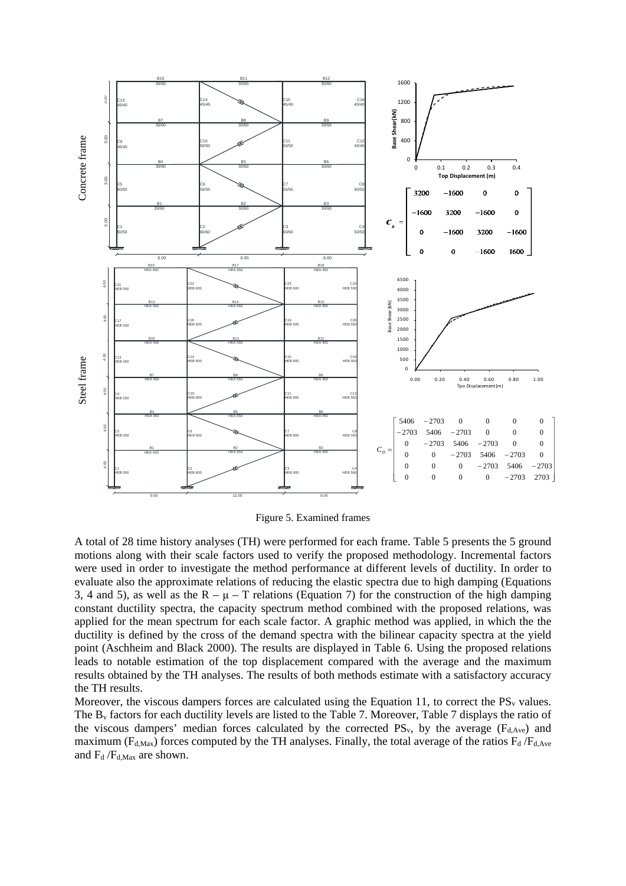Figure 5. Examined frames

A total of 28 time history analyses (TH) were performed for each frame. Table 5 presents the 5 ground motions along with their scale factors used to verify the proposed methodology. Incremental factors were used in order to investigate the method performance at different levels of ductility. In order to evaluate also the approximate relations of reducing the elastic spectra due to high damping (Equations 3, 4 and 5), as well as the $R - \mu - T$ relations (Equation 7) for the construction of the high damping constant ductility spectra, the capacity spectrum method combined with the proposed relations, was applied for the mean spectrum for each scale factor. A graphic method was applied, in which the the ductility is defined by the cross of the demand spectra with the bilinear capacity spectra at the yield point (Aschheim and Black 2000). The results are displayed in Table 6. Using the proposed relations leads to notable estimation of the top displacement compared with the average and the maximum results obtained by the TH analyses. The results of both methods estimate with a satisfactory accuracy the TH results.

Moreover, the viscous dampers forces are calculated using the Equation 11, to correct the $PS_v$ values. The $B_v$ factors for each ductility levels are listed to the Table 7. Moreover, Table 7 displays the ratio of the viscous dampers' median forces calculated by the corrected $PS_v$, by the average ($F_{d,Ave}$) and maximum ($F_{d,Max}$) forces computed by the TH analyses. Finally, the total average of the ratios $F_d / F_{d,Ave}$ and $F_d / F_{d,Max}$ are shown.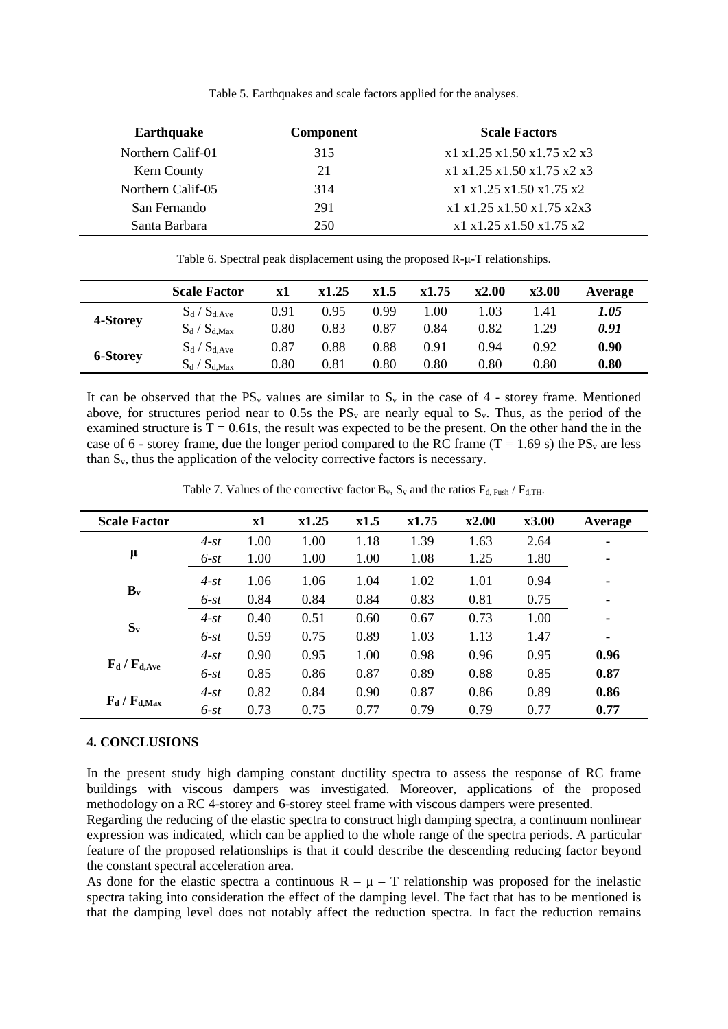Table 5. Earthquakes and scale factors applied for the analyses.

| Earthquake | Component | Scale Factors |
|---|---|---|
| Northern Calif-01 | 315 | x1 x1.25 x1.50 x1.75 x2 x3 |
| Kern County | 21 | x1 x1.25 x1.50 x1.75 x2 x3 |
| Northern Calif-05 | 314 | x1 x1.25 x1.50 x1.75 x2 |
| San Fernando | 291 | x1 x1.25 x1.50 x1.75 x2x3 |
| Santa Barbara | 250 | x1 x1.25 x1.50 x1.75 x2 |

Table 6. Spectral peak displacement using the proposed R-μ-T relationships.

| | Scale Factor | x1 | x1.25 | x1.5 | x1.75 | x2.00 | x3.00 | Average |
|---|---|---|---|---|---|---|---|---|
| **4-Storey** | $S_d$ / $S_{d,Ave}$ | 0.91 | 0.95 | 0.99 | 1.00 | 1.03 | 1.41 | ***1.05*** |
| | $S_d$ / $S_{d,Max}$ | 0.80 | 0.83 | 0.87 | 0.84 | 0.82 | 1.29 | ***0.91*** |
| **6-Storey** | $S_d$ / $S_{d,Ave}$ | 0.87 | 0.88 | 0.88 | 0.91 | 0.94 | 0.92 | **0.90** |
| | $S_d$ / $S_{d,Max}$ | 0.80 | 0.81 | 0.80 | 0.80 | 0.80 | 0.80 | **0.80** |

It can be observed that the $PS_v$ values are similar to $S_v$ in the case of 4 - storey frame. Mentioned above, for structures period near to 0.5s the $PS_v$ are nearly equal to $S_v$. Thus, as the period of the examined structure is T = 0.61s, the result was expected to be the present. On the other hand the in the case of 6 - storey frame, due the longer period compared to the RC frame (T = 1.69 s) the $PS_v$ are less than $S_v$, thus the application of the velocity corrective factors is necessary.

Table 7. Values of the corrective factor $B_v$, $S_v$ and the ratios $F_{d,\,Push}$ / $F_{d,TH}$.

| Scale Factor | | x1 | x1.25 | x1.5 | x1.75 | x2.00 | x3.00 | Average |
|---|---|---|---|---|---|---|---|---|
| **μ** | *4-st* | 1.00 | 1.00 | 1.18 | 1.39 | 1.63 | 2.64 | - |
| | *6-st* | 1.00 | 1.00 | 1.00 | 1.08 | 1.25 | 1.80 | - |
| $\mathbf{B_v}$ | *4-st* | 1.06 | 1.06 | 1.04 | 1.02 | 1.01 | 0.94 | - |
| | *6-st* | 0.84 | 0.84 | 0.84 | 0.83 | 0.81 | 0.75 | - |
| $\mathbf{S_v}$ | *4-st* | 0.40 | 0.51 | 0.60 | 0.67 | 0.73 | 1.00 | - |
| | *6-st* | 0.59 | 0.75 | 0.89 | 1.03 | 1.13 | 1.47 | - |
| $\mathbf{F_d / F_{d,Ave}}$ | *4-st* | 0.90 | 0.95 | 1.00 | 0.98 | 0.96 | 0.95 | **0.96** |
| | *6-st* | 0.85 | 0.86 | 0.87 | 0.89 | 0.88 | 0.85 | **0.87** |
| $\mathbf{F_d / F_{d,Max}}$ | *4-st* | 0.82 | 0.84 | 0.90 | 0.87 | 0.86 | 0.89 | **0.86** |
| | *6-st* | 0.73 | 0.75 | 0.77 | 0.79 | 0.79 | 0.77 | **0.77** |

## 4. CONCLUSIONS

In the present study high damping constant ductility spectra to assess the response of RC frame buildings with viscous dampers was investigated. Moreover, applications of the proposed methodology on a RC 4-storey and 6-storey steel frame with viscous dampers were presented.

Regarding the reducing of the elastic spectra to construct high damping spectra, a continuum nonlinear expression was indicated, which can be applied to the whole range of the spectra periods. A particular feature of the proposed relationships is that it could describe the descending reducing factor beyond the constant spectral acceleration area.

As done for the elastic spectra a continuous R – μ – T relationship was proposed for the inelastic spectra taking into consideration the effect of the damping level. The fact that has to be mentioned is that the damping level does not notably affect the reduction spectra. In fact the reduction remains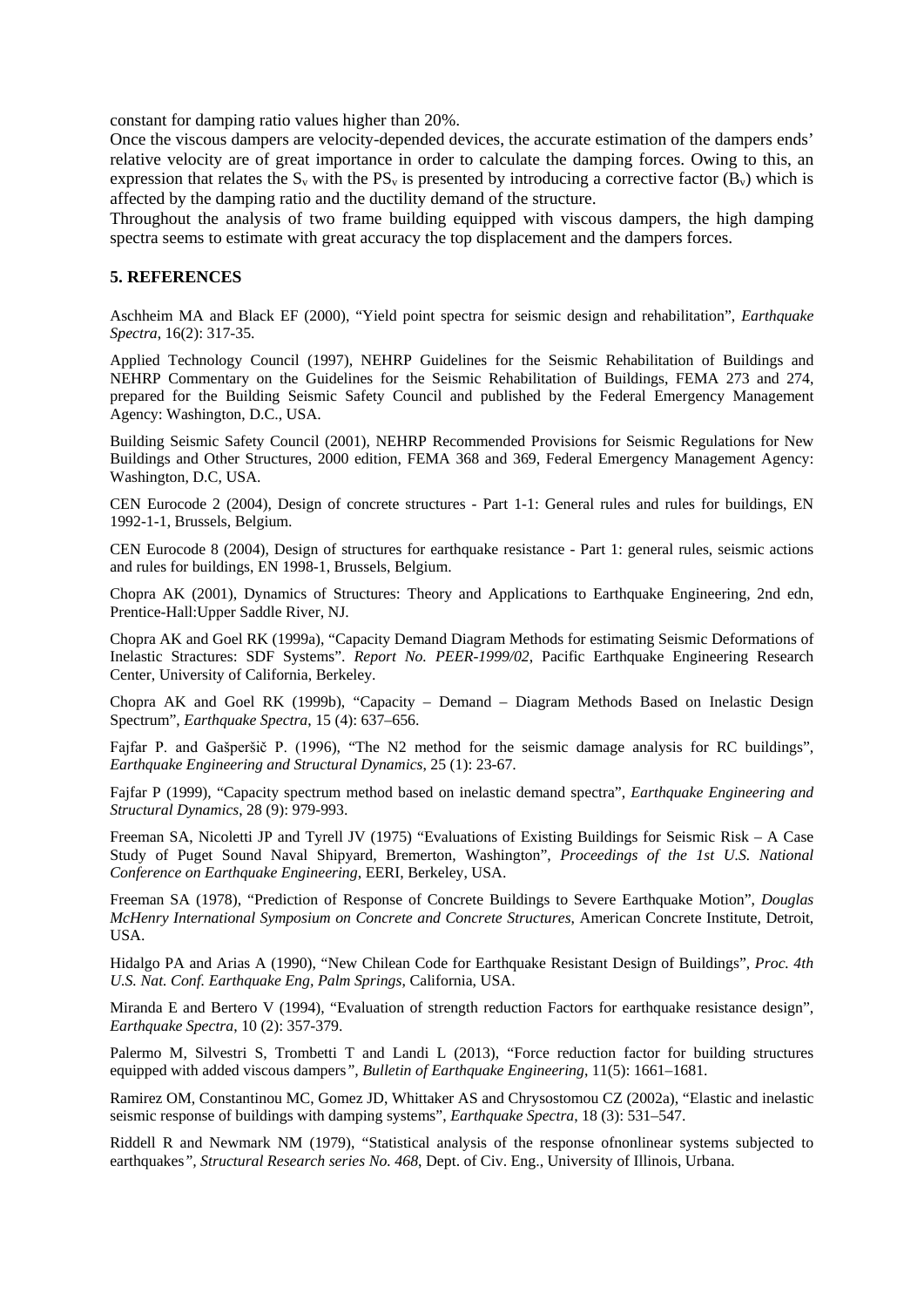constant for damping ratio values higher than 20%.

Once the viscous dampers are velocity-depended devices, the accurate estimation of the dampers ends' relative velocity are of great importance in order to calculate the damping forces. Owing to this, an expression that relates the $S_v$ with the $PS_v$ is presented by introducing a corrective factor ($B_v$) which is affected by the damping ratio and the ductility demand of the structure.

Throughout the analysis of two frame building equipped with viscous dampers, the high damping spectra seems to estimate with great accuracy the top displacement and the dampers forces.

## 5. REFERENCES

Aschheim MA and Black EF (2000), "Yield point spectra for seismic design and rehabilitation", *Earthquake Spectra*, 16(2): 317-35.

Applied Technology Council (1997), NEHRP Guidelines for the Seismic Rehabilitation of Buildings and NEHRP Commentary on the Guidelines for the Seismic Rehabilitation of Buildings, FEMA 273 and 274, prepared for the Building Seismic Safety Council and published by the Federal Emergency Management Agency: Washington, D.C., USA.

Building Seismic Safety Council (2001), NEHRP Recommended Provisions for Seismic Regulations for New Buildings and Other Structures, 2000 edition, FEMA 368 and 369, Federal Emergency Management Agency: Washington, D.C, USA.

CEN Eurocode 2 (2004), Design of concrete structures - Part 1-1: General rules and rules for buildings, EN 1992-1-1, Brussels, Belgium.

CEN Eurocode 8 (2004), Design of structures for earthquake resistance - Part 1: general rules, seismic actions and rules for buildings, EN 1998-1, Brussels, Belgium.

Chopra AK (2001), Dynamics of Structures: Theory and Applications to Earthquake Engineering, 2nd edn, Prentice-Hall:Upper Saddle River, NJ.

Chopra AK and Goel RK (1999a), "Capacity Demand Diagram Methods for estimating Seismic Deformations of Inelastic Stractures: SDF Systems". *Report No. PEER-1999/02*, Pacific Earthquake Engineering Research Center, University of California, Berkeley.

Chopra AK and Goel RK (1999b), "Capacity – Demand – Diagram Methods Based on Inelastic Design Spectrum", *Earthquake Spectra*, 15 (4): 637–656.

Fajfar P. and Gašperšič P. (1996), "The N2 method for the seismic damage analysis for RC buildings", *Earthquake Engineering and Structural Dynamics*, 25 (1): 23-67.

Fajfar P (1999), "Capacity spectrum method based on inelastic demand spectra", *Earthquake Engineering and Structural Dynamics*, 28 (9): 979-993.

Freeman SA, Nicoletti JP and Tyrell JV (1975) "Evaluations of Existing Buildings for Seismic Risk – A Case Study of Puget Sound Naval Shipyard, Bremerton, Washington", *Proceedings of the 1st U.S. National Conference on Earthquake Engineering*, EERI, Berkeley, USA.

Freeman SA (1978), "Prediction of Response of Concrete Buildings to Severe Earthquake Motion", *Douglas McHenry International Symposium on Concrete and Concrete Structures*, American Concrete Institute, Detroit, USA.

Hidalgo PA and Arias A (1990), "New Chilean Code for Earthquake Resistant Design of Buildings", *Proc. 4th U.S. Nat. Conf. Earthquake Eng, Palm Springs*, California, USA.

Miranda E and Bertero V (1994), "Evaluation of strength reduction Factors for earthquake resistance design", *Earthquake Spectra*, 10 (2): 357-379.

Palermo M, Silvestri S, Trombetti T and Landi L (2013), "Force reduction factor for building structures equipped with added viscous dampers", *Bulletin of Earthquake Engineering*, 11(5): 1661–1681.

Ramirez OM, Constantinou MC, Gomez JD, Whittaker AS and Chrysostomou CZ (2002a), "Elastic and inelastic seismic response of buildings with damping systems", *Earthquake Spectra*, 18 (3): 531–547.

Riddell R and Newmark NM (1979), "Statistical analysis of the response ofnonlinear systems subjected to earthquakes", *Structural Research series No. 468*, Dept. of Civ. Eng., University of Illinois, Urbana.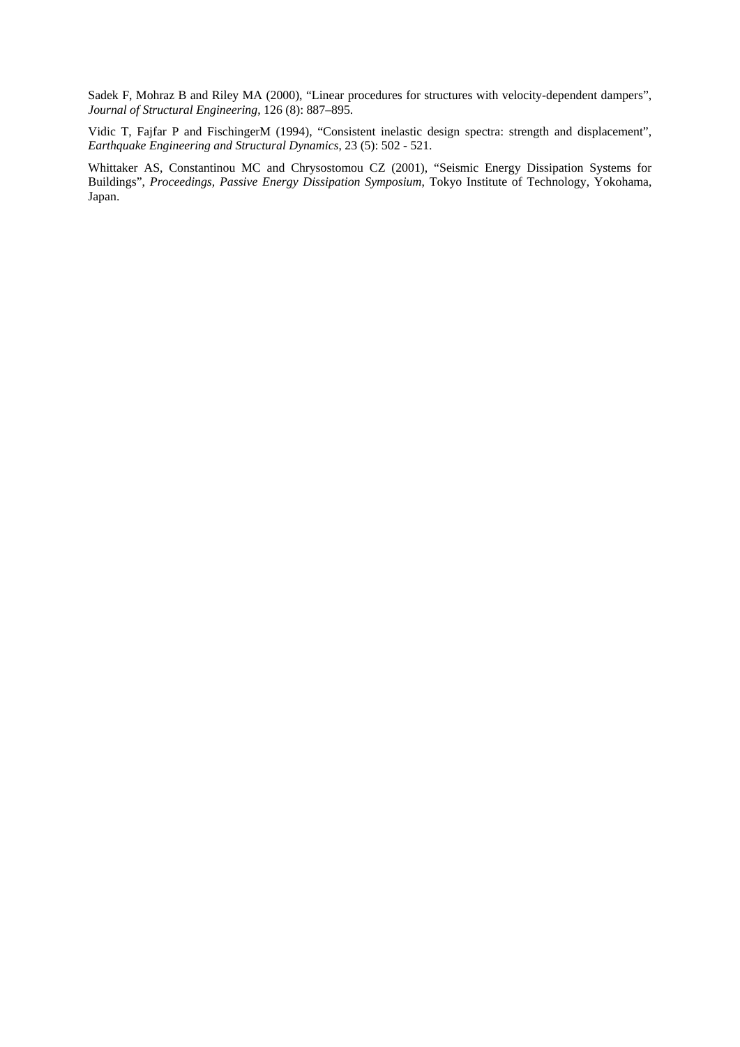Sadek F, Mohraz B and Riley MA (2000), “Linear procedures for structures with velocity-dependent dampers”, *Journal of Structural Engineering*, 126 (8): 887–895.

Vidic T, Fajfar P and FischingerM (1994), “Consistent inelastic design spectra: strength and displacement”, *Earthquake Engineering and Structural Dynamics*, 23 (5): 502 - 521.

Whittaker AS, Constantinou MC and Chrysostomou CZ (2001), “Seismic Energy Dissipation Systems for Buildings”, *Proceedings, Passive Energy Dissipation Symposium*, Tokyo Institute of Technology, Yokohama, Japan.